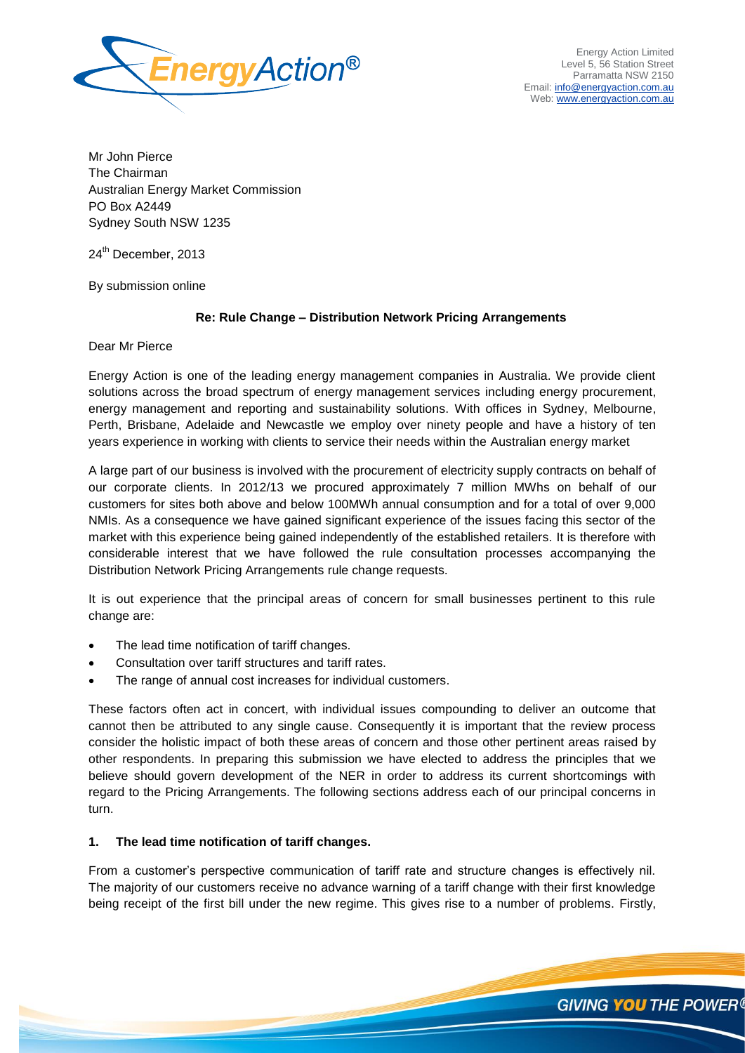Energy Action Limited
Level 5, 56 Station Street
Parramatta NSW 2150
Email: info@energyaction.com.au
Web: www.energyaction.com.au

Mr John Pierce
The Chairman
Australian Energy Market Commission
PO Box A2449
Sydney South NSW 1235

24th December, 2013

By submission online

**Re: Rule Change – Distribution Network Pricing Arrangements**

Dear Mr Pierce

Energy Action is one of the leading energy management companies in Australia. We provide client solutions across the broad spectrum of energy management services including energy procurement, energy management and reporting and sustainability solutions. With offices in Sydney, Melbourne, Perth, Brisbane, Adelaide and Newcastle we employ over ninety people and have a history of ten years experience in working with clients to service their needs within the Australian energy market

A large part of our business is involved with the procurement of electricity supply contracts on behalf of our corporate clients. In 2012/13 we procured approximately 7 million MWhs on behalf of our customers for sites both above and below 100MWh annual consumption and for a total of over 9,000 NMIs. As a consequence we have gained significant experience of the issues facing this sector of the market with this experience being gained independently of the established retailers. It is therefore with considerable interest that we have followed the rule consultation processes accompanying the Distribution Network Pricing Arrangements rule change requests.

It is out experience that the principal areas of concern for small businesses pertinent to this rule change are:

- The lead time notification of tariff changes.
- Consultation over tariff structures and tariff rates.
- The range of annual cost increases for individual customers.

These factors often act in concert, with individual issues compounding to deliver an outcome that cannot then be attributed to any single cause. Consequently it is important that the review process consider the holistic impact of both these areas of concern and those other pertinent areas raised by other respondents. In preparing this submission we have elected to address the principles that we believe should govern development of the NER in order to address its current shortcomings with regard to the Pricing Arrangements. The following sections address each of our principal concerns in turn.

## 1. The lead time notification of tariff changes.

From a customer's perspective communication of tariff rate and structure changes is effectively nil. The majority of our customers receive no advance warning of a tariff change with their first knowledge being receipt of the first bill under the new regime. This gives rise to a number of problems. Firstly,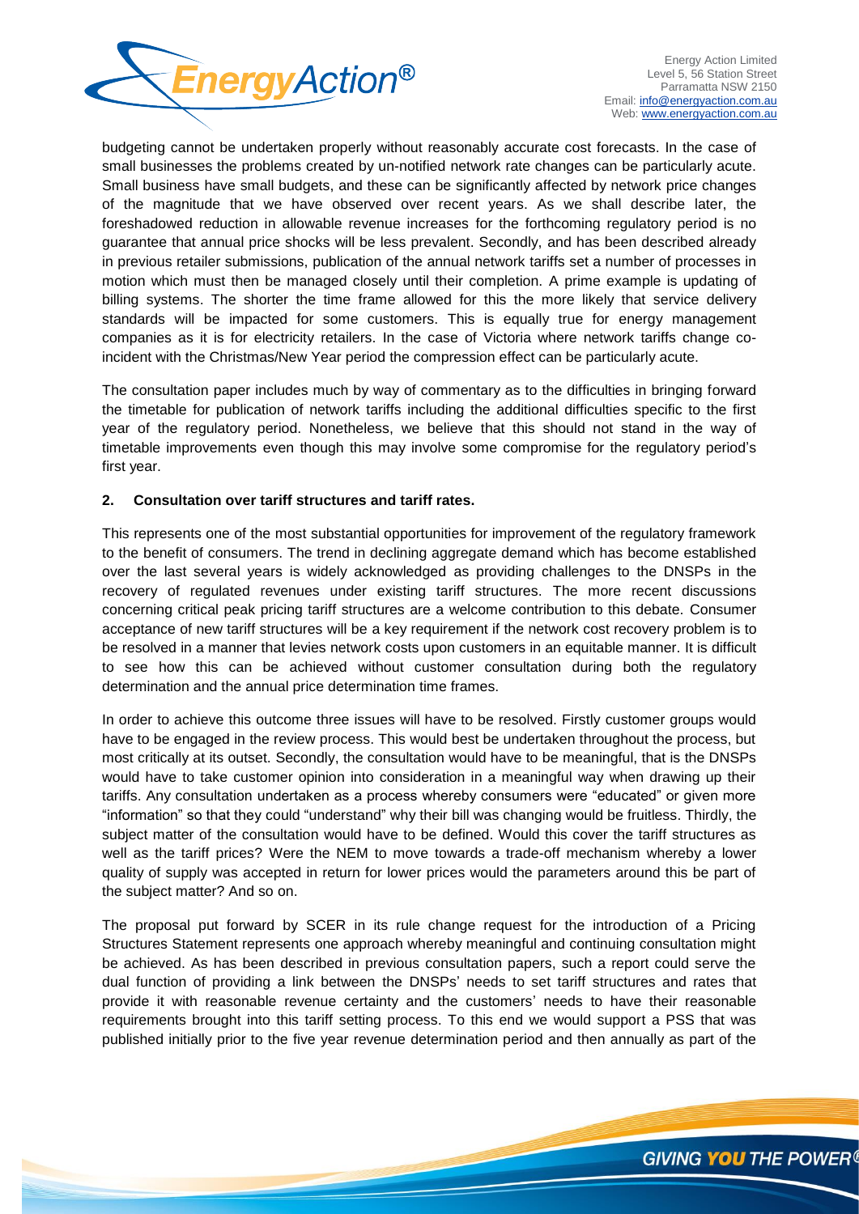budgeting cannot be undertaken properly without reasonably accurate cost forecasts. In the case of small businesses the problems created by un-notified network rate changes can be particularly acute. Small business have small budgets, and these can be significantly affected by network price changes of the magnitude that we have observed over recent years. As we shall describe later, the foreshadowed reduction in allowable revenue increases for the forthcoming regulatory period is no guarantee that annual price shocks will be less prevalent. Secondly, and has been described already in previous retailer submissions, publication of the annual network tariffs set a number of processes in motion which must then be managed closely until their completion. A prime example is updating of billing systems. The shorter the time frame allowed for this the more likely that service delivery standards will be impacted for some customers. This is equally true for energy management companies as it is for electricity retailers. In the case of Victoria where network tariffs change co-incident with the Christmas/New Year period the compression effect can be particularly acute.

The consultation paper includes much by way of commentary as to the difficulties in bringing forward the timetable for publication of network tariffs including the additional difficulties specific to the first year of the regulatory period. Nonetheless, we believe that this should not stand in the way of timetable improvements even though this may involve some compromise for the regulatory period's first year.

**2. Consultation over tariff structures and tariff rates.**

This represents one of the most substantial opportunities for improvement of the regulatory framework to the benefit of consumers. The trend in declining aggregate demand which has become established over the last several years is widely acknowledged as providing challenges to the DNSPs in the recovery of regulated revenues under existing tariff structures. The more recent discussions concerning critical peak pricing tariff structures are a welcome contribution to this debate. Consumer acceptance of new tariff structures will be a key requirement if the network cost recovery problem is to be resolved in a manner that levies network costs upon customers in an equitable manner. It is difficult to see how this can be achieved without customer consultation during both the regulatory determination and the annual price determination time frames.

In order to achieve this outcome three issues will have to be resolved. Firstly customer groups would have to be engaged in the review process. This would best be undertaken throughout the process, but most critically at its outset. Secondly, the consultation would have to be meaningful, that is the DNSPs would have to take customer opinion into consideration in a meaningful way when drawing up their tariffs. Any consultation undertaken as a process whereby consumers were "educated" or given more "information" so that they could "understand" why their bill was changing would be fruitless. Thirdly, the subject matter of the consultation would have to be defined. Would this cover the tariff structures as well as the tariff prices? Were the NEM to move towards a trade-off mechanism whereby a lower quality of supply was accepted in return for lower prices would the parameters around this be part of the subject matter? And so on.

The proposal put forward by SCER in its rule change request for the introduction of a Pricing Structures Statement represents one approach whereby meaningful and continuing consultation might be achieved. As has been described in previous consultation papers, such a report could serve the dual function of providing a link between the DNSPs' needs to set tariff structures and rates that provide it with reasonable revenue certainty and the customers' needs to have their reasonable requirements brought into this tariff setting process. To this end we would support a PSS that was published initially prior to the five year revenue determination period and then annually as part of the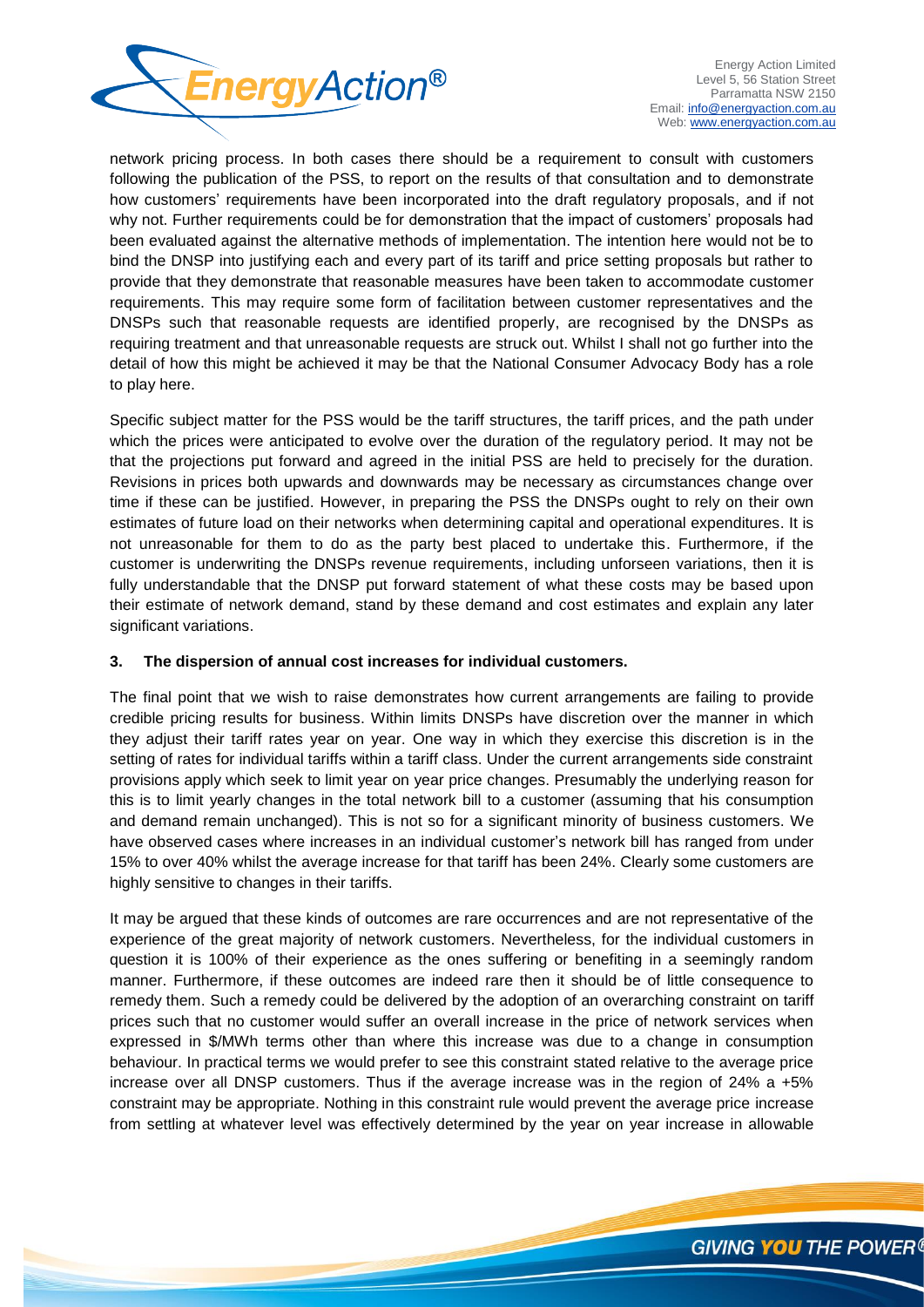network pricing process. In both cases there should be a requirement to consult with customers following the publication of the PSS, to report on the results of that consultation and to demonstrate how customers' requirements have been incorporated into the draft regulatory proposals, and if not why not. Further requirements could be for demonstration that the impact of customers' proposals had been evaluated against the alternative methods of implementation. The intention here would not be to bind the DNSP into justifying each and every part of its tariff and price setting proposals but rather to provide that they demonstrate that reasonable measures have been taken to accommodate customer requirements. This may require some form of facilitation between customer representatives and the DNSPs such that reasonable requests are identified properly, are recognised by the DNSPs as requiring treatment and that unreasonable requests are struck out. Whilst I shall not go further into the detail of how this might be achieved it may be that the National Consumer Advocacy Body has a role to play here.

Specific subject matter for the PSS would be the tariff structures, the tariff prices, and the path under which the prices were anticipated to evolve over the duration of the regulatory period. It may not be that the projections put forward and agreed in the initial PSS are held to precisely for the duration. Revisions in prices both upwards and downwards may be necessary as circumstances change over time if these can be justified. However, in preparing the PSS the DNSPs ought to rely on their own estimates of future load on their networks when determining capital and operational expenditures. It is not unreasonable for them to do as the party best placed to undertake this. Furthermore, if the customer is underwriting the DNSPs revenue requirements, including unforseen variations, then it is fully understandable that the DNSP put forward statement of what these costs may be based upon their estimate of network demand, stand by these demand and cost estimates and explain any later significant variations.

## 3. The dispersion of annual cost increases for individual customers.

The final point that we wish to raise demonstrates how current arrangements are failing to provide credible pricing results for business. Within limits DNSPs have discretion over the manner in which they adjust their tariff rates year on year. One way in which they exercise this discretion is in the setting of rates for individual tariffs within a tariff class. Under the current arrangements side constraint provisions apply which seek to limit year on year price changes. Presumably the underlying reason for this is to limit yearly changes in the total network bill to a customer (assuming that his consumption and demand remain unchanged). This is not so for a significant minority of business customers. We have observed cases where increases in an individual customer's network bill has ranged from under 15% to over 40% whilst the average increase for that tariff has been 24%. Clearly some customers are highly sensitive to changes in their tariffs.

It may be argued that these kinds of outcomes are rare occurrences and are not representative of the experience of the great majority of network customers. Nevertheless, for the individual customers in question it is 100% of their experience as the ones suffering or benefiting in a seemingly random manner. Furthermore, if these outcomes are indeed rare then it should be of little consequence to remedy them. Such a remedy could be delivered by the adoption of an overarching constraint on tariff prices such that no customer would suffer an overall increase in the price of network services when expressed in \$/MWh terms other than where this increase was due to a change in consumption behaviour. In practical terms we would prefer to see this constraint stated relative to the average price increase over all DNSP customers. Thus if the average increase was in the region of 24% a +5% constraint may be appropriate. Nothing in this constraint rule would prevent the average price increase from settling at whatever level was effectively determined by the year on year increase in allowable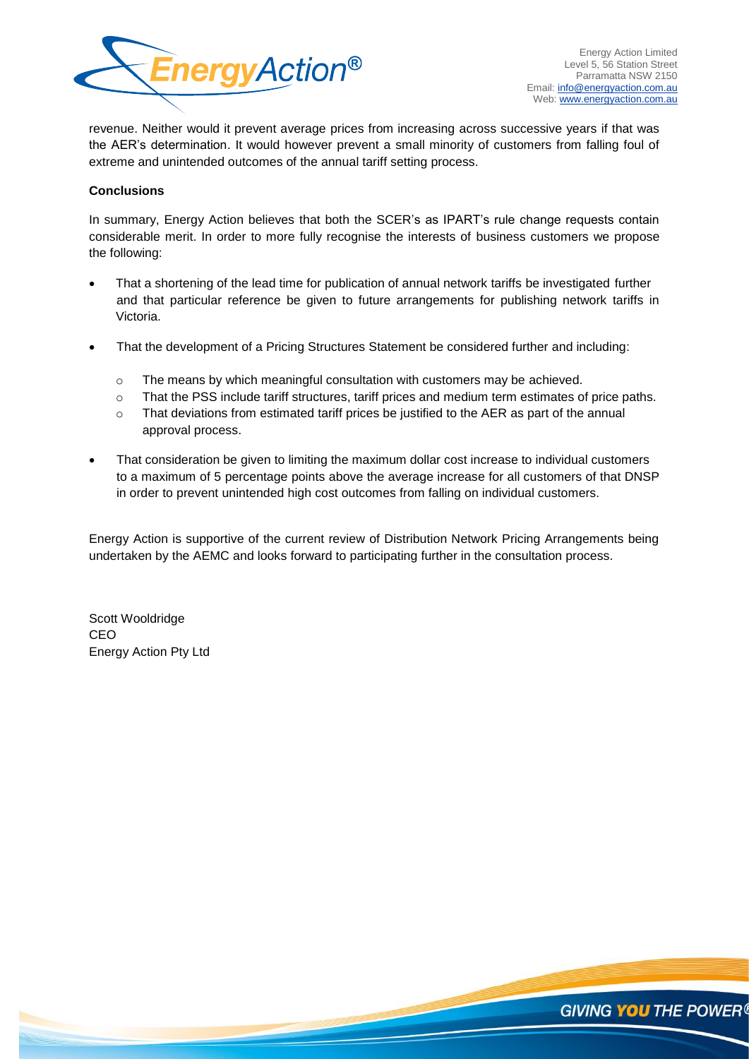revenue. Neither would it prevent average prices from increasing across successive years if that was the AER's determination. It would however prevent a small minority of customers from falling foul of extreme and unintended outcomes of the annual tariff setting process.

**Conclusions**

In summary, Energy Action believes that both the SCER's as IPART's rule change requests contain considerable merit. In order to more fully recognise the interests of business customers we propose the following:

- That a shortening of the lead time for publication of annual network tariffs be investigated further and that particular reference be given to future arrangements for publishing network tariffs in Victoria.
- That the development of a Pricing Structures Statement be considered further and including:
  - The means by which meaningful consultation with customers may be achieved.
  - That the PSS include tariff structures, tariff prices and medium term estimates of price paths.
  - That deviations from estimated tariff prices be justified to the AER as part of the annual approval process.
- That consideration be given to limiting the maximum dollar cost increase to individual customers to a maximum of 5 percentage points above the average increase for all customers of that DNSP in order to prevent unintended high cost outcomes from falling on individual customers.

Energy Action is supportive of the current review of Distribution Network Pricing Arrangements being undertaken by the AEMC and looks forward to participating further in the consultation process.

Scott Wooldridge  
CEO  
Energy Action Pty Ltd